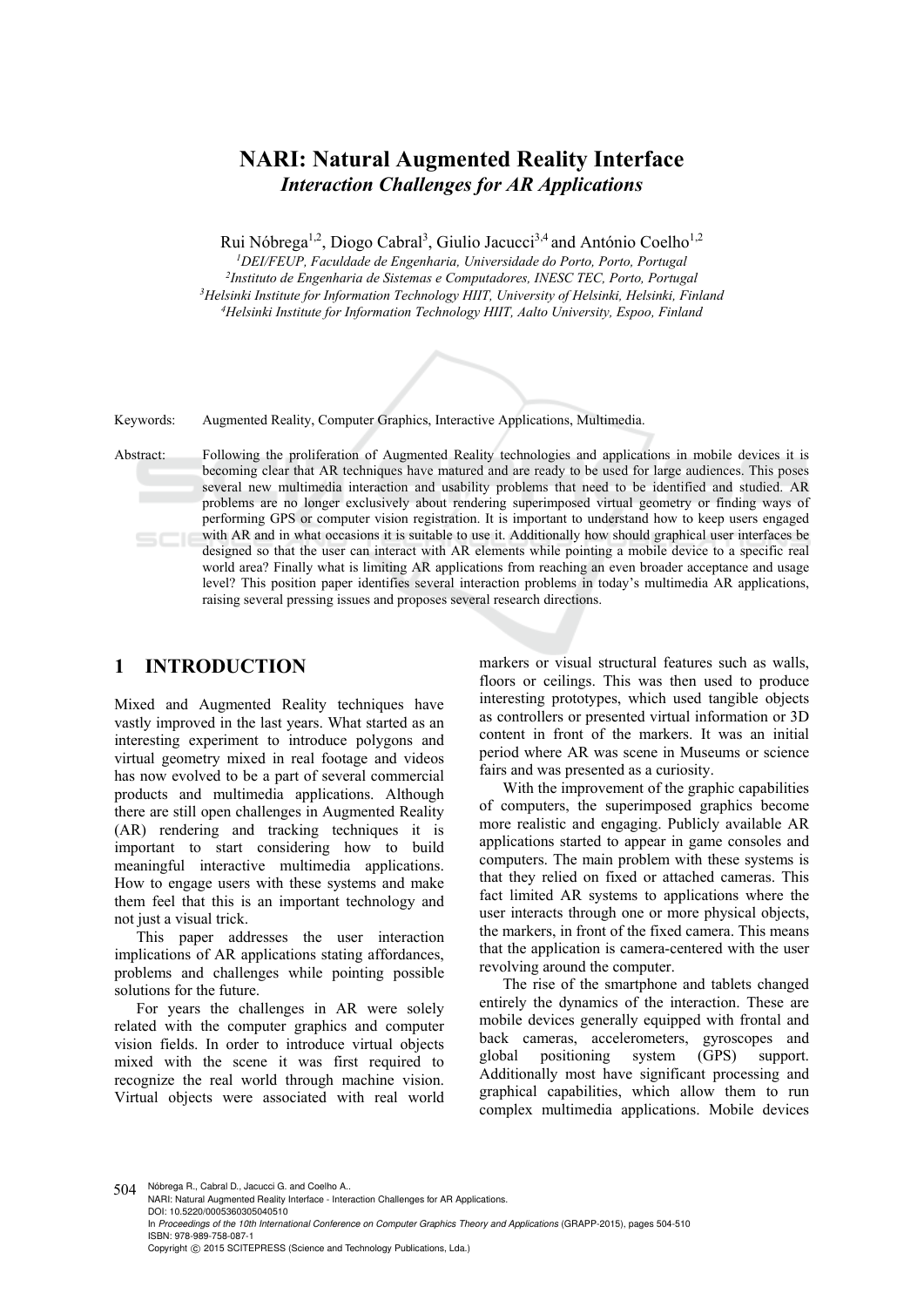# NARI: Natural Augmented Reality Interface

## *Interaction Challenges for AR Applications*

Rui Nóbrega[1,2], Diogo Cabral[3], Giulio Jacucci[3,4] and António Coelho[1,2]

[1]*DEI/FEUP, Faculdade de Engenharia, Universidade do Porto, Porto, Portugal*
[2]*Instituto de Engenharia de Sistemas e Computadores, INESC TEC, Porto, Portugal*
[3]*Helsinki Institute for Information Technology HIIT, University of Helsinki, Helsinki, Finland*
[4]*Helsinki Institute for Information Technology HIIT, Aalto University, Espoo, Finland*

Keywords: Augmented Reality, Computer Graphics, Interactive Applications, Multimedia.

Abstract: Following the proliferation of Augmented Reality technologies and applications in mobile devices it is becoming clear that AR techniques have matured and are ready to be used for large audiences. This poses several new multimedia interaction and usability problems that need to be identified and studied. AR problems are no longer exclusively about rendering superimposed virtual geometry or finding ways of performing GPS or computer vision registration. It is important to understand how to keep users engaged with AR and in what occasions it is suitable to use it. Additionally how should graphical user interfaces be designed so that the user can interact with AR elements while pointing a mobile device to a specific real world area? Finally what is limiting AR applications from reaching an even broader acceptance and usage level? This position paper identifies several interaction problems in today's multimedia AR applications, raising several pressing issues and proposes several research directions.

## 1 INTRODUCTION

Mixed and Augmented Reality techniques have vastly improved in the last years. What started as an interesting experiment to introduce polygons and virtual geometry mixed in real footage and videos has now evolved to be a part of several commercial products and multimedia applications. Although there are still open challenges in Augmented Reality (AR) rendering and tracking techniques it is important to start considering how to build meaningful interactive multimedia applications. How to engage users with these systems and make them feel that this is an important technology and not just a visual trick.

This paper addresses the user interaction implications of AR applications stating affordances, problems and challenges while pointing possible solutions for the future.

For years the challenges in AR were solely related with the computer graphics and computer vision fields. In order to introduce virtual objects mixed with the scene it was first required to recognize the real world through machine vision. Virtual objects were associated with real world markers or visual structural features such as walls, floors or ceilings. This was then used to produce interesting prototypes, which used tangible objects as controllers or presented virtual information or 3D content in front of the markers. It was an initial period where AR was scene in Museums or science fairs and was presented as a curiosity.

With the improvement of the graphic capabilities of computers, the superimposed graphics become more realistic and engaging. Publicly available AR applications started to appear in game consoles and computers. The main problem with these systems is that they relied on fixed or attached cameras. This fact limited AR systems to applications where the user interacts through one or more physical objects, the markers, in front of the fixed camera. This means that the application is camera-centered with the user revolving around the computer.

The rise of the smartphone and tablets changed entirely the dynamics of the interaction. These are mobile devices generally equipped with frontal and back cameras, accelerometers, gyroscopes and global positioning system (GPS) support. Additionally most have significant processing and graphical capabilities, which allow them to run complex multimedia applications. Mobile devices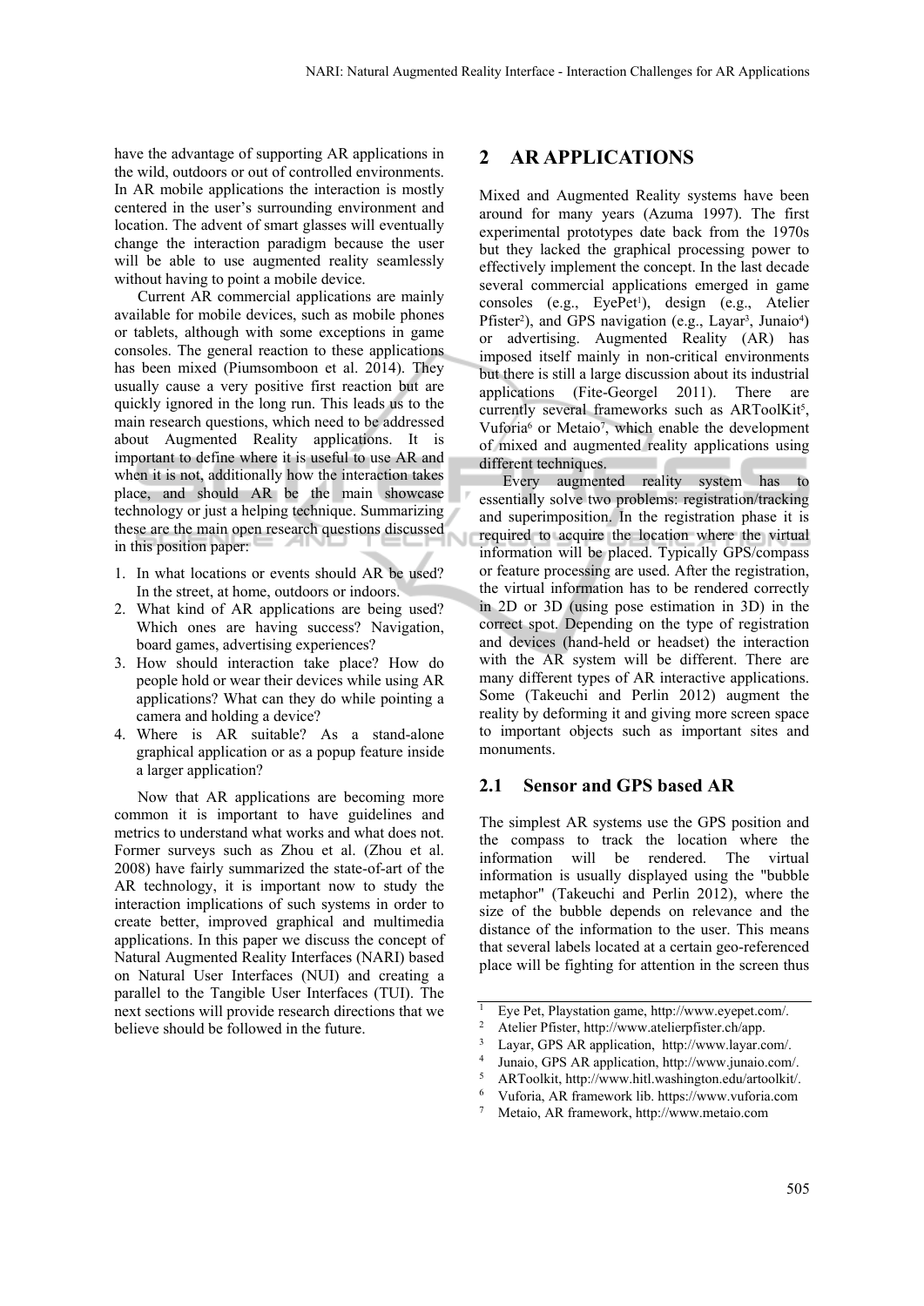have the advantage of supporting AR applications in the wild, outdoors or out of controlled environments. In AR mobile applications the interaction is mostly centered in the user's surrounding environment and location. The advent of smart glasses will eventually change the interaction paradigm because the user will be able to use augmented reality seamlessly without having to point a mobile device.

Current AR commercial applications are mainly available for mobile devices, such as mobile phones or tablets, although with some exceptions in game consoles. The general reaction to these applications has been mixed (Piumsomboon et al. 2014). They usually cause a very positive first reaction but are quickly ignored in the long run. This leads us to the main research questions, which need to be addressed about Augmented Reality applications. It is important to define where it is useful to use AR and when it is not, additionally how the interaction takes place, and should AR be the main showcase technology or just a helping technique. Summarizing these are the main open research questions discussed in this position paper:

1. In what locations or events should AR be used? In the street, at home, outdoors or indoors.
2. What kind of AR applications are being used? Which ones are having success? Navigation, board games, advertising experiences?
3. How should interaction take place? How do people hold or wear their devices while using AR applications? What can they do while pointing a camera and holding a device?
4. Where is AR suitable? As a stand-alone graphical application or as a popup feature inside a larger application?

Now that AR applications are becoming more common it is important to have guidelines and metrics to understand what works and what does not. Former surveys such as Zhou et al. (Zhou et al. 2008) have fairly summarized the state-of-art of the AR technology, it is important now to study the interaction implications of such systems in order to create better, improved graphical and multimedia applications. In this paper we discuss the concept of Natural Augmented Reality Interfaces (NARI) based on Natural User Interfaces (NUI) and creating a parallel to the Tangible User Interfaces (TUI). The next sections will provide research directions that we believe should be followed in the future.

## 2 AR APPLICATIONS

Mixed and Augmented Reality systems have been around for many years (Azuma 1997). The first experimental prototypes date back from the 1970s but they lacked the graphical processing power to effectively implement the concept. In the last decade several commercial applications emerged in game consoles (e.g., EyePet[1]), design (e.g., Atelier Pfister[2]), and GPS navigation (e.g., Layar[3], Junaio[4]) or advertising. Augmented Reality (AR) has imposed itself mainly in non-critical environments but there is still a large discussion about its industrial applications (Fite-Georgel 2011). There are currently several frameworks such as ARToolKit[5], Vuforia[6] or Metaio[7], which enable the development of mixed and augmented reality applications using different techniques.

Every augmented reality system has to essentially solve two problems: registration/tracking and superimposition. In the registration phase it is required to acquire the location where the virtual information will be placed. Typically GPS/compass or feature processing are used. After the registration, the virtual information has to be rendered correctly in 2D or 3D (using pose estimation in 3D) in the correct spot. Depending on the type of registration and devices (hand-held or headset) the interaction with the AR system will be different. There are many different types of AR interactive applications. Some (Takeuchi and Perlin 2012) augment the reality by deforming it and giving more screen space to important objects such as important sites and monuments.

### 2.1 Sensor and GPS based AR

The simplest AR systems use the GPS position and the compass to track the location where the information will be rendered. The virtual information is usually displayed using the "bubble metaphor" (Takeuchi and Perlin 2012), where the size of the bubble depends on relevance and the distance of the information to the user. This means that several labels located at a certain geo-referenced place will be fighting for attention in the screen thus

---

[1] Eye Pet, Playstation game, http://www.eyepet.com/.
[2] Atelier Pfister, http://www.atelierpfister.ch/app.
[3] Layar, GPS AR application, http://www.layar.com/.
[4] Junaio, GPS AR application, http://www.junaio.com/.
[5] ARToolkit, http://www.hitl.washington.edu/artoolkit/.
[6] Vuforia, AR framework lib. https://www.vuforia.com
[7] Metaio, AR framework, http://www.metaio.com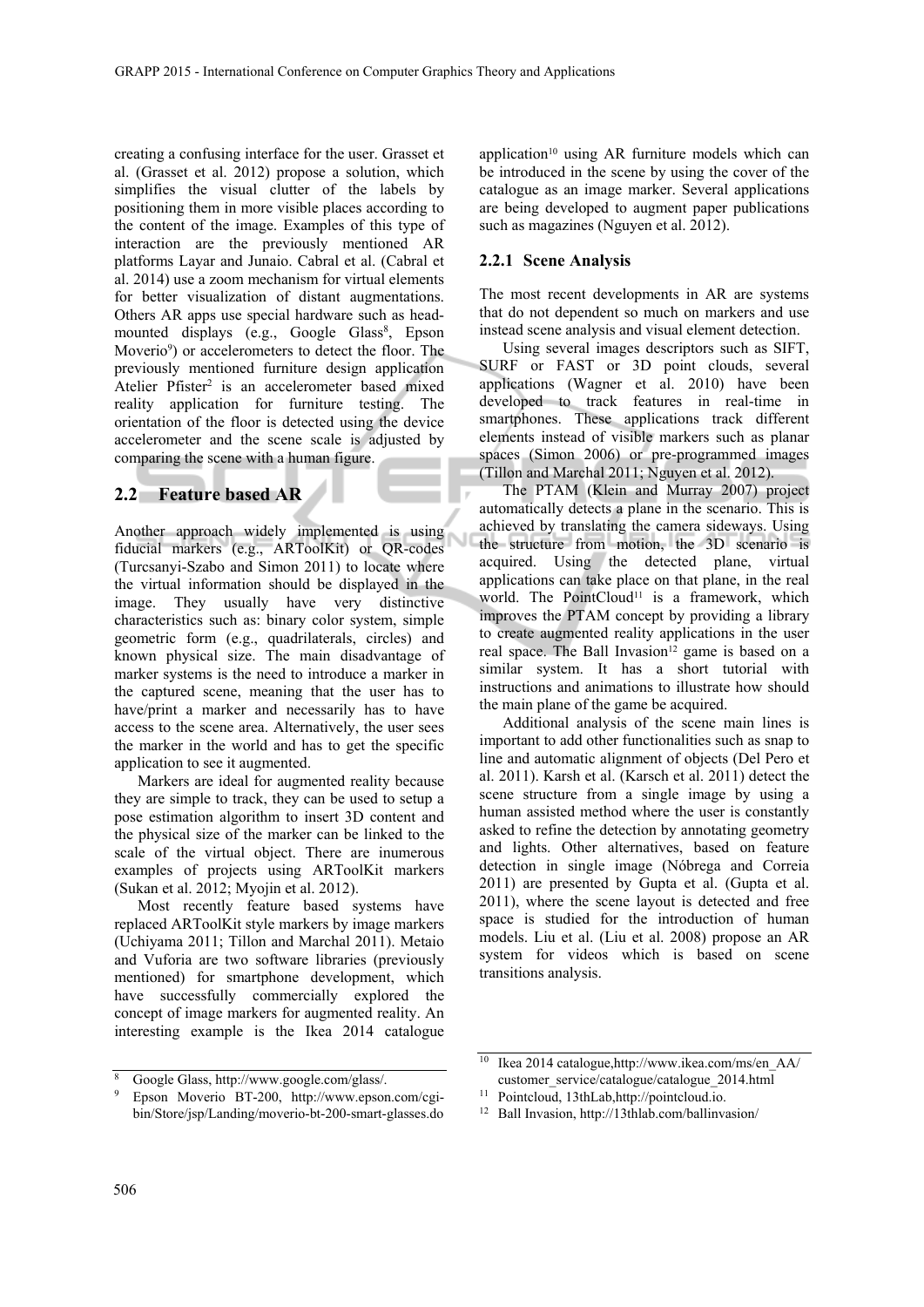creating a confusing interface for the user. Grasset et al. (Grasset et al. 2012) propose a solution, which simplifies the visual clutter of the labels by positioning them in more visible places according to the content of the image. Examples of this type of interaction are the previously mentioned AR platforms Layar and Junaio. Cabral et al. (Cabral et al. 2014) use a zoom mechanism for virtual elements for better visualization of distant augmentations. Others AR apps use special hardware such as head-mounted displays (e.g., Google Glass[8], Epson Moverio[9]) or accelerometers to detect the floor. The previously mentioned furniture design application Atelier Pfister[2] is an accelerometer based mixed reality application for furniture testing. The orientation of the floor is detected using the device accelerometer and the scene scale is adjusted by comparing the scene with a human figure.

## 2.2 Feature based AR

Another approach widely implemented is using fiducial markers (e.g., ARToolKit) or QR-codes (Turcsanyi-Szabo and Simon 2011) to locate where the virtual information should be displayed in the image. They usually have very distinctive characteristics such as: binary color system, simple geometric form (e.g., quadrilaterals, circles) and known physical size. The main disadvantage of marker systems is the need to introduce a marker in the captured scene, meaning that the user has to have/print a marker and necessarily has to have access to the scene area. Alternatively, the user sees the marker in the world and has to get the specific application to see it augmented.

Markers are ideal for augmented reality because they are simple to track, they can be used to setup a pose estimation algorithm to insert 3D content and the physical size of the marker can be linked to the scale of the virtual object. There are inumerous examples of projects using ARToolKit markers (Sukan et al. 2012; Myojin et al. 2012).

Most recently feature based systems have replaced ARToolKit style markers by image markers (Uchiyama 2011; Tillon and Marchal 2011). Metaio and Vuforia are two software libraries (previously mentioned) for smartphone development, which have successfully commercially explored the concept of image markers for augmented reality. An interesting example is the Ikea 2014 catalogue application[10] using AR furniture models which can be introduced in the scene by using the cover of the catalogue as an image marker. Several applications are being developed to augment paper publications such as magazines (Nguyen et al. 2012).

### 2.2.1 Scene Analysis

The most recent developments in AR are systems that do not dependent so much on markers and use instead scene analysis and visual element detection.

Using several images descriptors such as SIFT, SURF or FAST or 3D point clouds, several applications (Wagner et al. 2010) have been developed to track features in real-time in smartphones. These applications track different elements instead of visible markers such as planar spaces (Simon 2006) or pre-programmed images (Tillon and Marchal 2011; Nguyen et al. 2012).

The PTAM (Klein and Murray 2007) project automatically detects a plane in the scenario. This is achieved by translating the camera sideways. Using the structure from motion, the 3D scenario is acquired. Using the detected plane, virtual applications can take place on that plane, in the real world. The PointCloud[11] is a framework, which improves the PTAM concept by providing a library to create augmented reality applications in the user real space. The Ball Invasion[12] game is based on a similar system. It has a short tutorial with instructions and animations to illustrate how should the main plane of the game be acquired.

Additional analysis of the scene main lines is important to add other functionalities such as snap to line and automatic alignment of objects (Del Pero et al. 2011). Karsh et al. (Karsch et al. 2011) detect the scene structure from a single image by using a human assisted method where the user is constantly asked to refine the detection by annotating geometry and lights. Other alternatives, based on feature detection in single image (Nóbrega and Correia 2011) are presented by Gupta et al. (Gupta et al. 2011), where the scene layout is detected and free space is studied for the introduction of human models. Liu et al. (Liu et al. 2008) propose an AR system for videos which is based on scene transitions analysis.

---

[8] Google Glass, http://www.google.com/glass/.

[9] Epson Moverio BT-200, http://www.epson.com/cgi-bin/Store/jsp/Landing/moverio-bt-200-smart-glasses.do

[10] Ikea 2014 catalogue,http://www.ikea.com/ms/en_AA/customer_service/catalogue/catalogue_2014.html

[11] Pointcloud, 13thLab,http://pointcloud.io.

[12] Ball Invasion, http://13thlab.com/ballinvasion/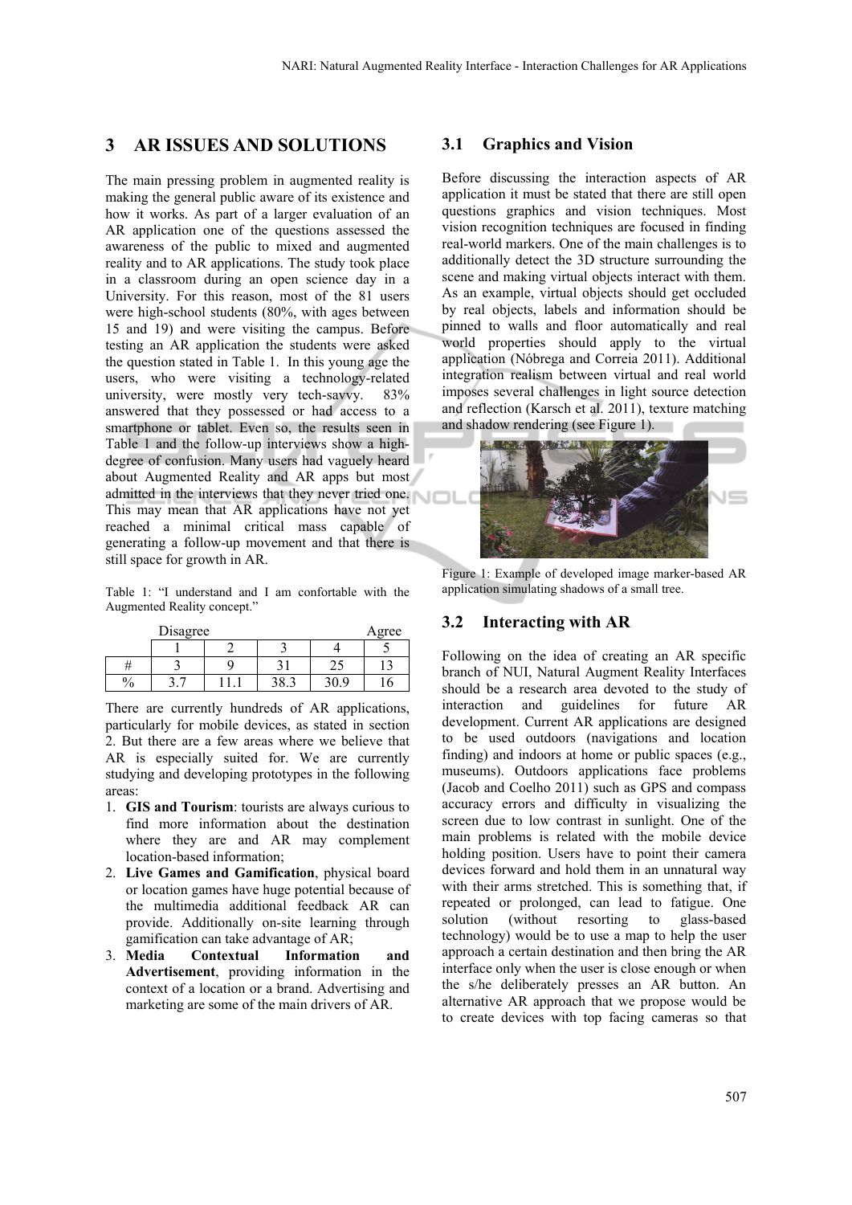## 3 AR ISSUES AND SOLUTIONS

The main pressing problem in augmented reality is making the general public aware of its existence and how it works. As part of a larger evaluation of an AR application one of the questions assessed the awareness of the public to mixed and augmented reality and to AR applications. The study took place in a classroom during an open science day in a University. For this reason, most of the 81 users were high-school students (80%, with ages between 15 and 19) and were visiting the campus. Before testing an AR application the students were asked the question stated in Table 1. In this young age the users, who were visiting a technology-related university, were mostly very tech-savvy. 83% answered that they possessed or had access to a smartphone or tablet. Even so, the results seen in Table 1 and the follow-up interviews show a high-degree of confusion. Many users had vaguely heard about Augmented Reality and AR apps but most admitted in the interviews that they never tried one. This may mean that AR applications have not yet reached a minimal critical mass capable of generating a follow-up movement and that there is still space for growth in AR.

Table 1: "I understand and I am confortable with the Augmented Reality concept."

| | Disagree | | | | Agree |
|---|---|---|---|---|---|
| | 1 | 2 | 3 | 4 | 5 |
| # | 3 | 9 | 31 | 25 | 13 |
| % | 3.7 | 11.1 | 38.3 | 30.9 | 16 |

There are currently hundreds of AR applications, particularly for mobile devices, as stated in section 2. But there are a few areas where we believe that AR is especially suited for. We are currently studying and developing prototypes in the following areas:

1. **GIS and Tourism**: tourists are always curious to find more information about the destination where they are and AR may complement location-based information;
2. **Live Games and Gamification**, physical board or location games have huge potential because of the multimedia additional feedback AR can provide. Additionally on-site learning through gamification can take advantage of AR;
3. **Media Contextual Information and Advertisement**, providing information in the context of a location or a brand. Advertising and marketing are some of the main drivers of AR.

### 3.1 Graphics and Vision

Before discussing the interaction aspects of AR application it must be stated that there are still open questions graphics and vision techniques. Most vision recognition techniques are focused in finding real-world markers. One of the main challenges is to additionally detect the 3D structure surrounding the scene and making virtual objects interact with them. As an example, virtual objects should get occluded by real objects, labels and information should be pinned to walls and floor automatically and real world properties should apply to the virtual application (Nóbrega and Correia 2011). Additional integration realism between virtual and real world imposes several challenges in light source detection and reflection (Karsch et al. 2011), texture matching and shadow rendering (see Figure 1).

Figure 1: Example of developed image marker-based AR application simulating shadows of a small tree.

### 3.2 Interacting with AR

Following on the idea of creating an AR specific branch of NUI, Natural Augment Reality Interfaces should be a research area devoted to the study of interaction and guidelines for future AR development. Current AR applications are designed to be used outdoors (navigations and location finding) and indoors at home or public spaces (e.g., museums). Outdoors applications face problems (Jacob and Coelho 2011) such as GPS and compass accuracy errors and difficulty in visualizing the screen due to low contrast in sunlight. One of the main problems is related with the mobile device holding position. Users have to point their camera devices forward and hold them in an unnatural way with their arms stretched. This is something that, if repeated or prolonged, can lead to fatigue. One solution (without resorting to glass-based technology) would be to use a map to help the user approach a certain destination and then bring the AR interface only when the user is close enough or when the s/he deliberately presses an AR button. An alternative AR approach that we propose would be to create devices with top facing cameras so that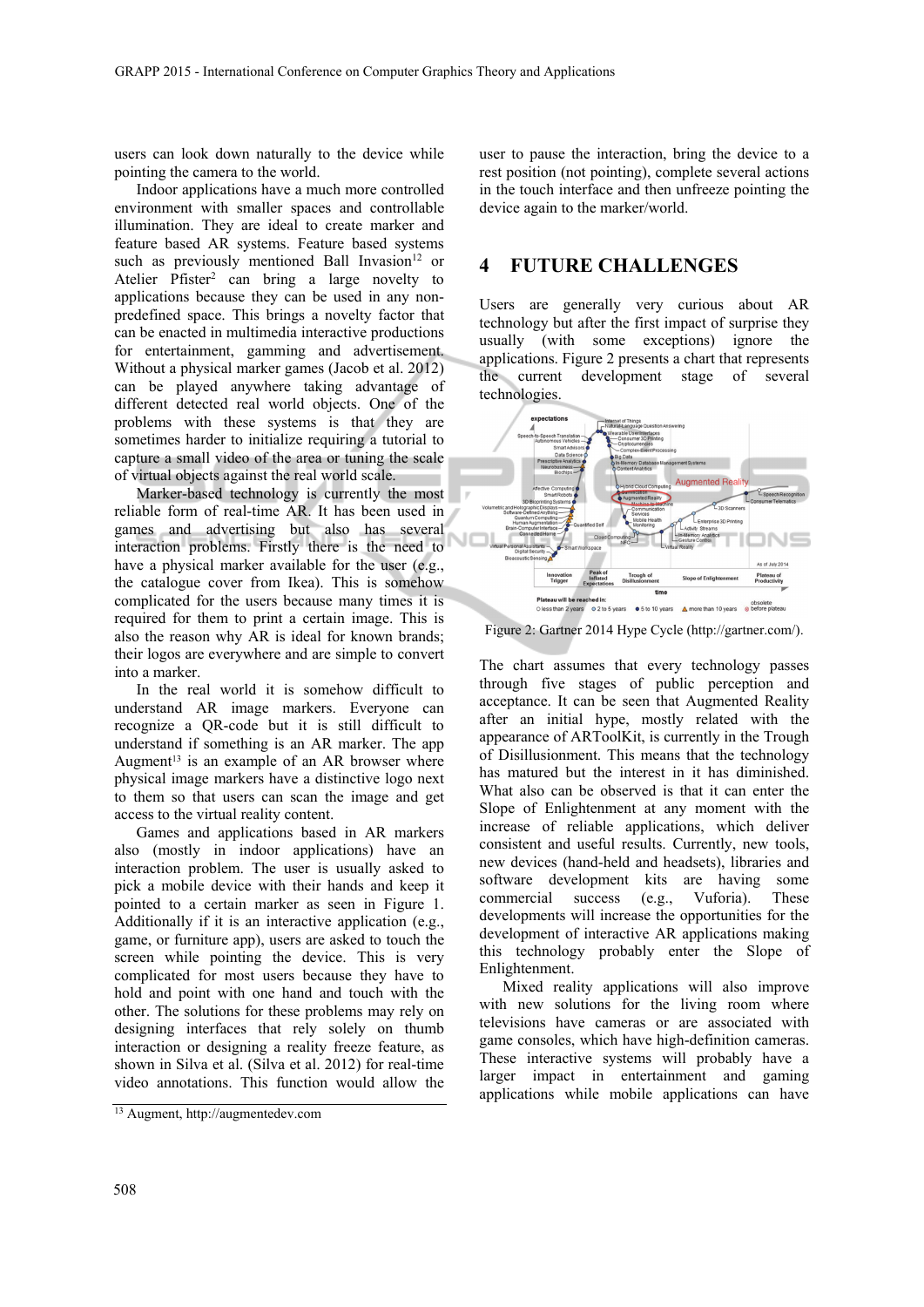users can look down naturally to the device while pointing the camera to the world.

Indoor applications have a much more controlled environment with smaller spaces and controllable illumination. They are ideal to create marker and feature based AR systems. Feature based systems such as previously mentioned Ball Invasion[12] or Atelier Pfister[2] can bring a large novelty to applications because they can be used in any non-predefined space. This brings a novelty factor that can be enacted in multimedia interactive productions for entertainment, gamming and advertisement. Without a physical marker games (Jacob et al. 2012) can be played anywhere taking advantage of different detected real world objects. One of the problems with these systems is that they are sometimes harder to initialize requiring a tutorial to capture a small video of the area or tuning the scale of virtual objects against the real world scale.

Marker-based technology is currently the most reliable form of real-time AR. It has been used in games and advertising but also has several interaction problems. Firstly there is the need to have a physical marker available for the user (e.g., the catalogue cover from Ikea). This is somehow complicated for the users because many times it is required for them to print a certain image. This is also the reason why AR is ideal for known brands; their logos are everywhere and are simple to convert into a marker.

In the real world it is somehow difficult to understand AR image markers. Everyone can recognize a QR-code but it is still difficult to understand if something is an AR marker. The app Augment[13] is an example of an AR browser where physical image markers have a distinctive logo next to them so that users can scan the image and get access to the virtual reality content.

Games and applications based in AR markers also (mostly in indoor applications) have an interaction problem. The user is usually asked to pick a mobile device with their hands and keep it pointed to a certain marker as seen in Figure 1. Additionally if it is an interactive application (e.g., game, or furniture app), users are asked to touch the screen while pointing the device. This is very complicated for most users because they have to hold and point with one hand and touch with the other. The solutions for these problems may rely on designing interfaces that rely solely on thumb interaction or designing a reality freeze feature, as shown in Silva et al. (Silva et al. 2012) for real-time video annotations. This function would allow the user to pause the interaction, bring the device to a rest position (not pointing), complete several actions in the touch interface and then unfreeze pointing the device again to the marker/world.

[13] Augment, http://augmentedev.com

## 4 FUTURE CHALLENGES

Users are generally very curious about AR technology but after the first impact of surprise they usually (with some exceptions) ignore the applications. Figure 2 presents a chart that represents the current development stage of several technologies.

Figure 2: Gartner 2014 Hype Cycle (http://gartner.com/).

The chart assumes that every technology passes through five stages of public perception and acceptance. It can be seen that Augmented Reality after an initial hype, mostly related with the appearance of ARToolKit, is currently in the Trough of Disillusionment. This means that the technology has matured but the interest in it has diminished. What also can be observed is that it can enter the Slope of Enlightenment at any moment with the increase of reliable applications, which deliver consistent and useful results. Currently, new tools, new devices (hand-held and headsets), libraries and software development kits are having some commercial success (e.g., Vuforia). These developments will increase the opportunities for the development of interactive AR applications making this technology probably enter the Slope of Enlightenment.

Mixed reality applications will also improve with new solutions for the living room where televisions have cameras or are associated with game consoles, which have high-definition cameras. These interactive systems will probably have a larger impact in entertainment and gaming applications while mobile applications can have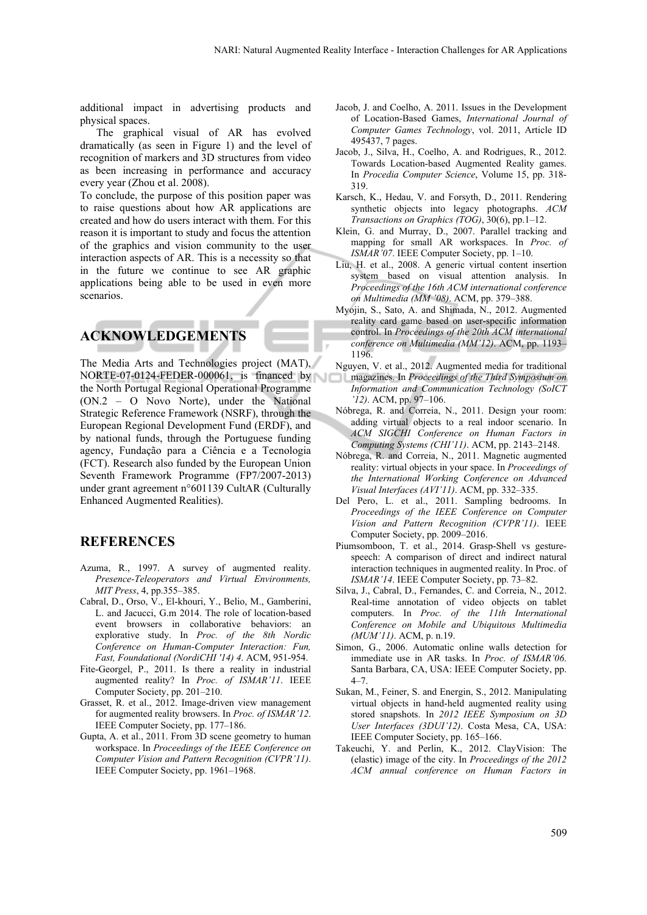additional impact in advertising products and physical spaces.

The graphical visual of AR has evolved dramatically (as seen in Figure 1) and the level of recognition of markers and 3D structures from video as been increasing in performance and accuracy every year (Zhou et al. 2008).

To conclude, the purpose of this position paper was to raise questions about how AR applications are created and how do users interact with them. For this reason it is important to study and focus the attention of the graphics and vision community to the user interaction aspects of AR. This is a necessity so that in the future we continue to see AR graphic applications being able to be used in even more scenarios.

## ACKNOWLEDGEMENTS

The Media Arts and Technologies project (MAT), NORTE-07-0124-FEDER-000061, is financed by the North Portugal Regional Operational Programme (ON.2 – O Novo Norte), under the National Strategic Reference Framework (NSRF), through the European Regional Development Fund (ERDF), and by national funds, through the Portuguese funding agency, Fundação para a Ciência e a Tecnologia (FCT). Research also funded by the European Union Seventh Framework Programme (FP7/2007-2013) under grant agreement n°601139 CultAR (Culturally Enhanced Augmented Realities).

## REFERENCES

Azuma, R., 1997. A survey of augmented reality. *Presence-Teleoperators and Virtual Environments, MIT Press*, 4, pp.355–385.

Cabral, D., Orso, V., El-khouri, Y., Belio, M., Gamberini, L. and Jacucci, G.m 2014. The role of location-based event browsers in collaborative behaviors: an explorative study. In *Proc. of the 8th Nordic Conference on Human-Computer Interaction: Fun, Fast, Foundational (NordiCHI '14) 4*. ACM, 951-954.

Fite-Georgel, P., 2011. Is there a reality in industrial augmented reality? In *Proc. of ISMAR'11*. IEEE Computer Society, pp. 201–210.

Grasset, R. et al., 2012. Image-driven view management for augmented reality browsers. In *Proc. of ISMAR'12*. IEEE Computer Society, pp. 177–186.

Gupta, A. et al., 2011. From 3D scene geometry to human workspace. In *Proceedings of the IEEE Conference on Computer Vision and Pattern Recognition (CVPR'11)*. IEEE Computer Society, pp. 1961–1968.

Jacob, J. and Coelho, A. 2011. Issues in the Development of Location-Based Games, *International Journal of Computer Games Technology*, vol. 2011, Article ID 495437, 7 pages.

Jacob, J., Silva, H., Coelho, A. and Rodrigues, R., 2012. Towards Location-based Augmented Reality games. In *Procedia Computer Science*, Volume 15, pp. 318-319.

Karsch, K., Hedau, V. and Forsyth, D., 2011. Rendering synthetic objects into legacy photographs. *ACM Transactions on Graphics (TOG)*, 30(6), pp.1–12.

Klein, G. and Murray, D., 2007. Parallel tracking and mapping for small AR workspaces. In *Proc. of ISMAR'07*. IEEE Computer Society, pp. 1–10.

Liu, H. et al., 2008. A generic virtual content insertion system based on visual attention analysis. In *Proceedings of the 16th ACM international conference on Multimedia (MM '08)*. ACM, pp. 379–388.

Myojin, S., Sato, A. and Shimada, N., 2012. Augmented reality card game based on user-specific information control. In *Proceedings of the 20th ACM international conference on Multimedia (MM'12)*. ACM, pp. 1193–1196.

Nguyen, V. et al., 2012. Augmented media for traditional magazines. In *Proceedings of the Third Symposium on Information and Communication Technology (SoICT '12)*. ACM, pp. 97–106.

Nóbrega, R. and Correia, N., 2011. Design your room: adding virtual objects to a real indoor scenario. In *ACM SIGCHI Conference on Human Factors in Computing Systems (CHI'11)*. ACM, pp. 2143–2148.

Nóbrega, R. and Correia, N., 2011. Magnetic augmented reality: virtual objects in your space. In *Proceedings of the International Working Conference on Advanced Visual Interfaces (AVI'11)*. ACM, pp. 332–335.

Del Pero, L. et al., 2011. Sampling bedrooms. In *Proceedings of the IEEE Conference on Computer Vision and Pattern Recognition (CVPR'11)*. IEEE Computer Society, pp. 2009–2016.

Piumsomboon, T. et al., 2014. Grasp-Shell vs gesture-speech: A comparison of direct and indirect natural interaction techniques in augmented reality. In Proc. of *ISMAR'14*. IEEE Computer Society, pp. 73–82.

Silva, J., Cabral, D., Fernandes, C. and Correia, N., 2012. Real-time annotation of video objects on tablet computers. In *Proc. of the 11th International Conference on Mobile and Ubiquitous Multimedia (MUM'11)*. ACM, p. n.19.

Simon, G., 2006. Automatic online walls detection for immediate use in AR tasks. In *Proc. of ISMAR'06*. Santa Barbara, CA, USA: IEEE Computer Society, pp. 4–7.

Sukan, M., Feiner, S. and Energin, S., 2012. Manipulating virtual objects in hand-held augmented reality using stored snapshots. In *2012 IEEE Symposium on 3D User Interfaces (3DUI'12)*. Costa Mesa, CA, USA: IEEE Computer Society, pp. 165–166.

Takeuchi, Y. and Perlin, K., 2012. ClayVision: The (elastic) image of the city. In *Proceedings of the 2012 ACM annual conference on Human Factors in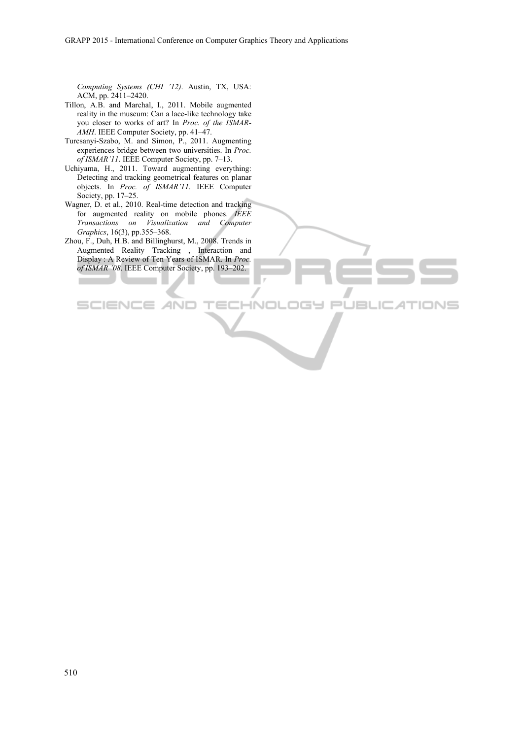*Computing Systems (CHI '12)*. Austin, TX, USA: ACM, pp. 2411–2420.

Tillon, A.B. and Marchal, I., 2011. Mobile augmented reality in the museum: Can a lace-like technology take you closer to works of art? In *Proc. of the ISMAR-AMH*. IEEE Computer Society, pp. 41–47.

Turcsanyi-Szabo, M. and Simon, P., 2011. Augmenting experiences bridge between two universities. In *Proc. of ISMAR'11*. IEEE Computer Society, pp. 7–13.

Uchiyama, H., 2011. Toward augmenting everything: Detecting and tracking geometrical features on planar objects. In *Proc. of ISMAR'11*. IEEE Computer Society, pp. 17–25.

Wagner, D. et al., 2010. Real-time detection and tracking for augmented reality on mobile phones. *IEEE Transactions on Visualization and Computer Graphics*, 16(3), pp.355–368.

Zhou, F., Duh, H.B. and Billinghurst, M., 2008. Trends in Augmented Reality Tracking , Interaction and Display : A Review of Ten Years of ISMAR. In *Proc. of ISMAR '08*. IEEE Computer Society, pp. 193–202.